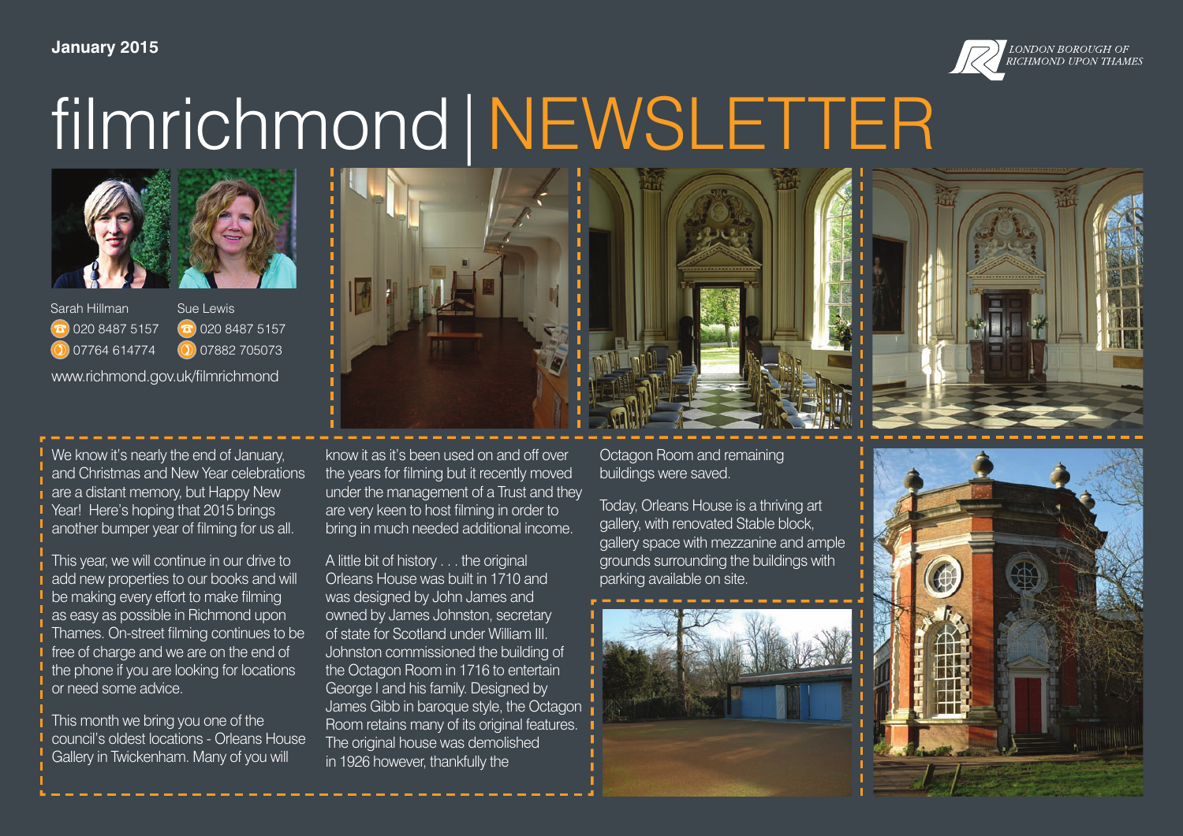January 2015

LONDON BOROUGH OF RICHMOND UPON THAMES

# filmrichmond | NEWSLETTER

Sarah Hillman
020 8487 5157
07764 614774

Sue Lewis
020 8487 5157
07882 705073

www.richmond.gov.uk/filmrichmond

We know it's nearly the end of January, and Christmas and New Year celebrations are a distant memory, but Happy New Year! Here's hoping that 2015 brings another bumper year of filming for us all.

This year, we will continue in our drive to add new properties to our books and will be making every effort to make filming as easy as possible in Richmond upon Thames. On-street filming continues to be free of charge and we are on the end of the phone if you are looking for locations or need some advice.

This month we bring you one of the council's oldest locations - Orleans House Gallery in Twickenham. Many of you will know it as it's been used on and off over the years for filming but it recently moved under the management of a Trust and they are very keen to host filming in order to bring in much needed additional income.

A little bit of history . . . the original Orleans House was built in 1710 and was designed by John James and owned by James Johnston, secretary of state for Scotland under William III. Johnston commissioned the building of the Octagon Room in 1716 to entertain George I and his family. Designed by James Gibb in baroque style, the Octagon Room retains many of its original features. The original house was demolished in 1926 however, thankfully the Octagon Room and remaining buildings were saved.

Today, Orleans House is a thriving art gallery, with renovated Stable block, gallery space with mezzanine and ample grounds surrounding the buildings with parking available on site.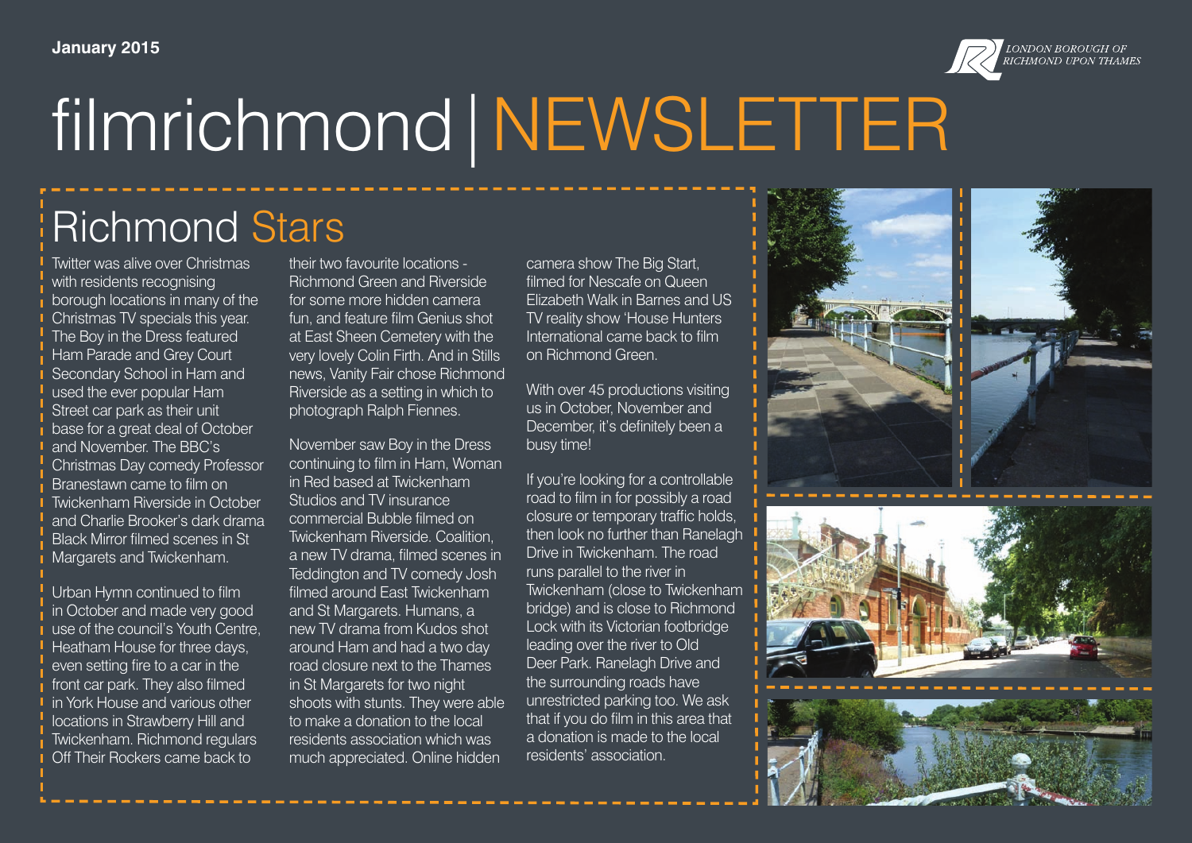January 2015

LONDON BOROUGH OF RICHMOND UPON THAMES

# filmrichmond | NEWSLETTER

## Richmond Stars

Twitter was alive over Christmas with residents recognising borough locations in many of the Christmas TV specials this year. The Boy in the Dress featured Ham Parade and Grey Court Secondary School in Ham and used the ever popular Ham Street car park as their unit base for a great deal of October and November. The BBC's Christmas Day comedy Professor Branestawn came to film on Twickenham Riverside in October and Charlie Brooker's dark drama Black Mirror filmed scenes in St Margarets and Twickenham.

Urban Hymn continued to film in October and made very good use of the council's Youth Centre, Heatham House for three days, even setting fire to a car in the front car park. They also filmed in York House and various other locations in Strawberry Hill and Twickenham. Richmond regulars Off Their Rockers came back to their two favourite locations - Richmond Green and Riverside for some more hidden camera fun, and feature film Genius shot at East Sheen Cemetery with the very lovely Colin Firth. And in Stills news, Vanity Fair chose Richmond Riverside as a setting in which to photograph Ralph Fiennes.

November saw Boy in the Dress continuing to film in Ham, Woman in Red based at Twickenham Studios and TV insurance commercial Bubble filmed on Twickenham Riverside. Coalition, a new TV drama, filmed scenes in Teddington and TV comedy Josh filmed around East Twickenham and St Margarets. Humans, a new TV drama from Kudos shot around Ham and had a two day road closure next to the Thames in St Margarets for two night shoots with stunts. They were able to make a donation to the local residents association which was much appreciated. Online hidden camera show The Big Start, filmed for Nescafe on Queen Elizabeth Walk in Barnes and US TV reality show 'House Hunters International came back to film on Richmond Green.

With over 45 productions visiting us in October, November and December, it's definitely been a busy time!

If you're looking for a controllable road to film in for possibly a road closure or temporary traffic holds, then look no further than Ranelagh Drive in Twickenham. The road runs parallel to the river in Twickenham (close to Twickenham bridge) and is close to Richmond Lock with its Victorian footbridge leading over the river to Old Deer Park. Ranelagh Drive and the surrounding roads have unrestricted parking too. We ask that if you do film in this area that a donation is made to the local residents' association.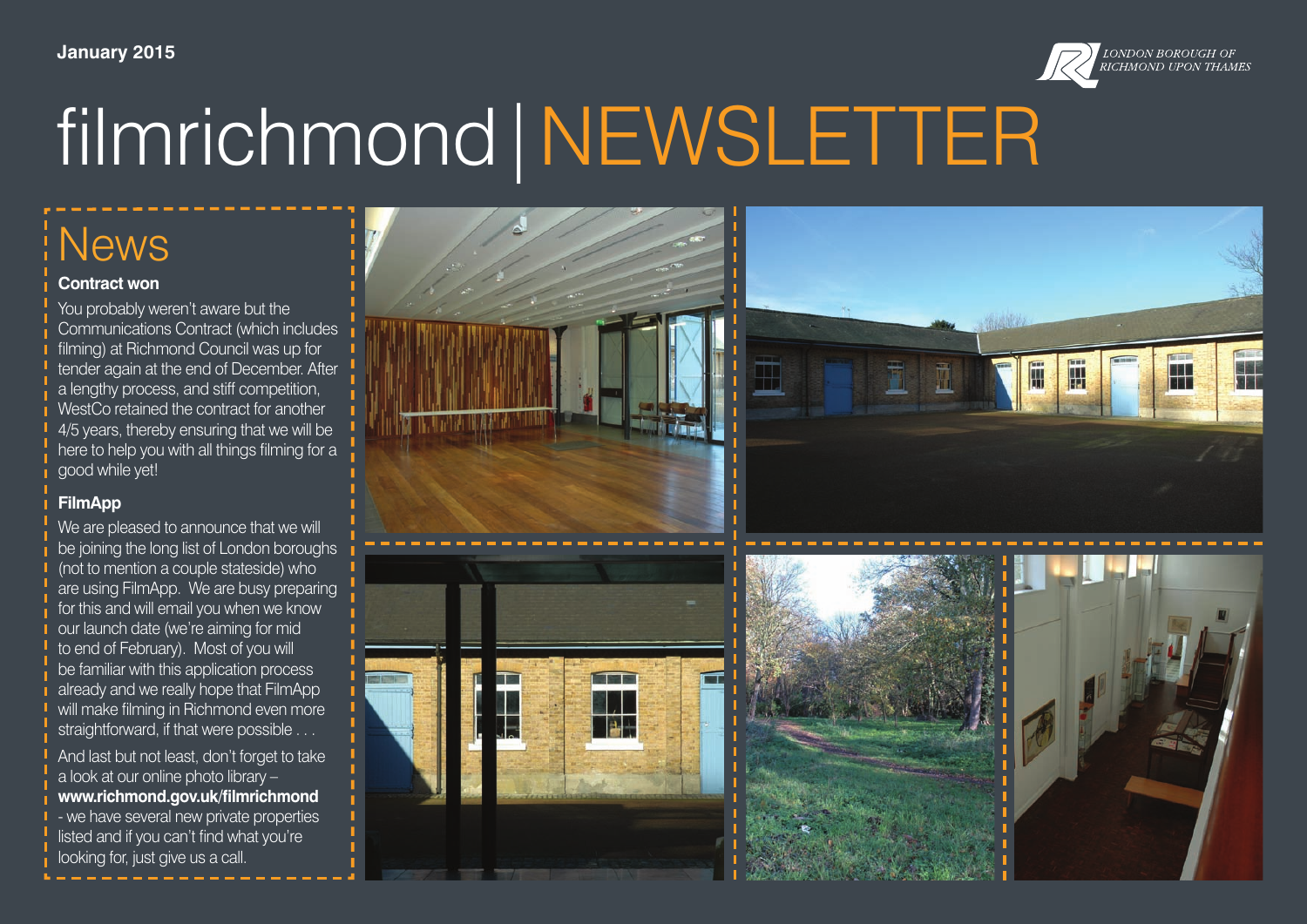January 2015

LONDON BOROUGH OF RICHMOND UPON THAMES

# filmrichmond | NEWSLETTER

## News

### Contract won

You probably weren't aware but the Communications Contract (which includes filming) at Richmond Council was up for tender again at the end of December. After a lengthy process, and stiff competition, WestCo retained the contract for another 4/5 years, thereby ensuring that we will be here to help you with all things filming for a good while yet!

### FilmApp

We are pleased to announce that we will be joining the long list of London boroughs (not to mention a couple stateside) who are using FilmApp. We are busy preparing for this and will email you when we know our launch date (we're aiming for mid to end of February). Most of you will be familiar with this application process already and we really hope that FilmApp will make filming in Richmond even more straightforward, if that were possible . . .

And last but not least, don't forget to take a look at our online photo library – **www.richmond.gov.uk/filmrichmond** - we have several new private properties listed and if you can't find what you're looking for, just give us a call.